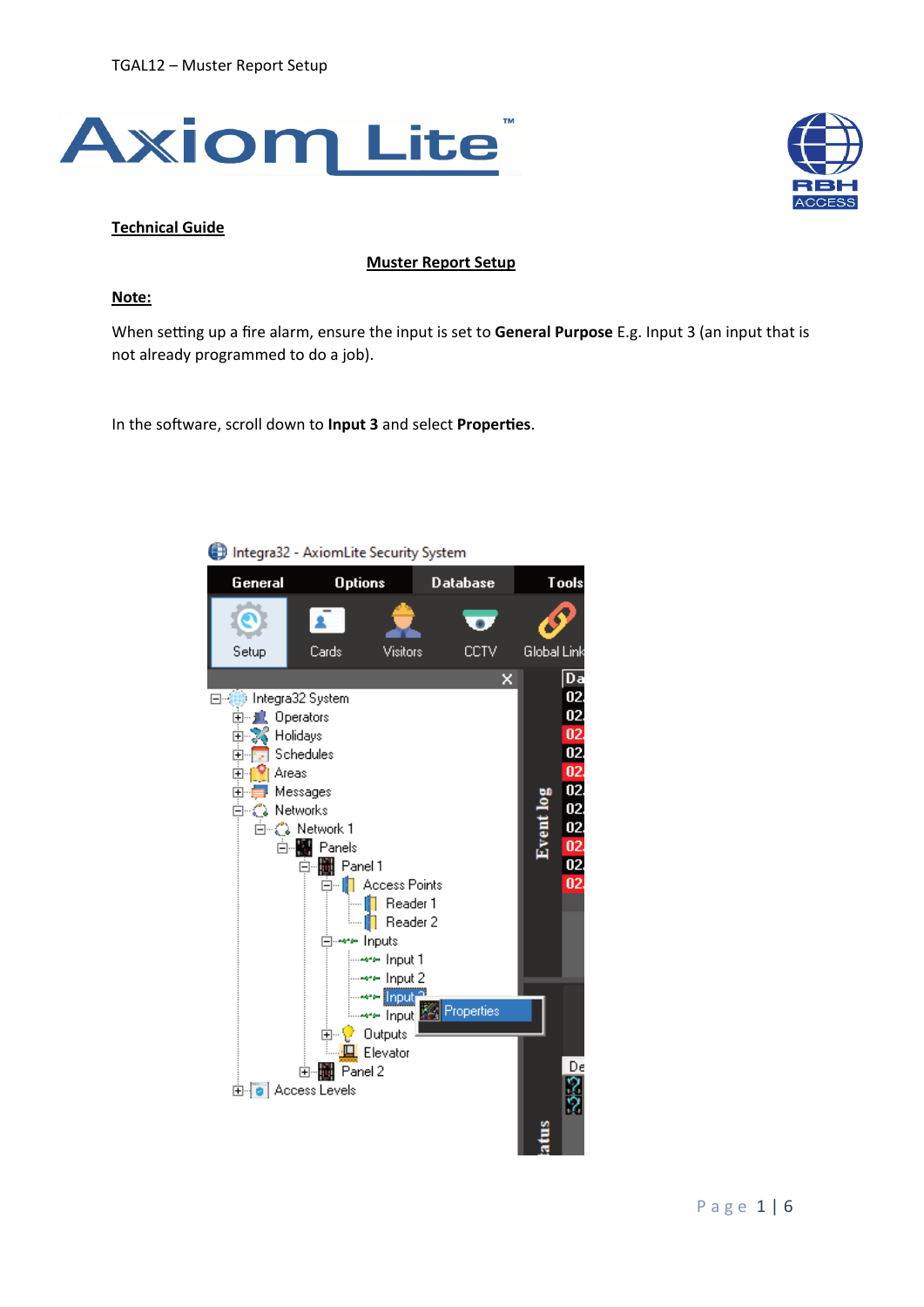**Technical Guide**

**Muster Report Setup**

**Note:**

When setting up a fire alarm, ensure the input is set to **General Purpose** E.g. Input 3 (an input that is not already programmed to do a job).

In the software, scroll down to **Input 3** and select **Properties**.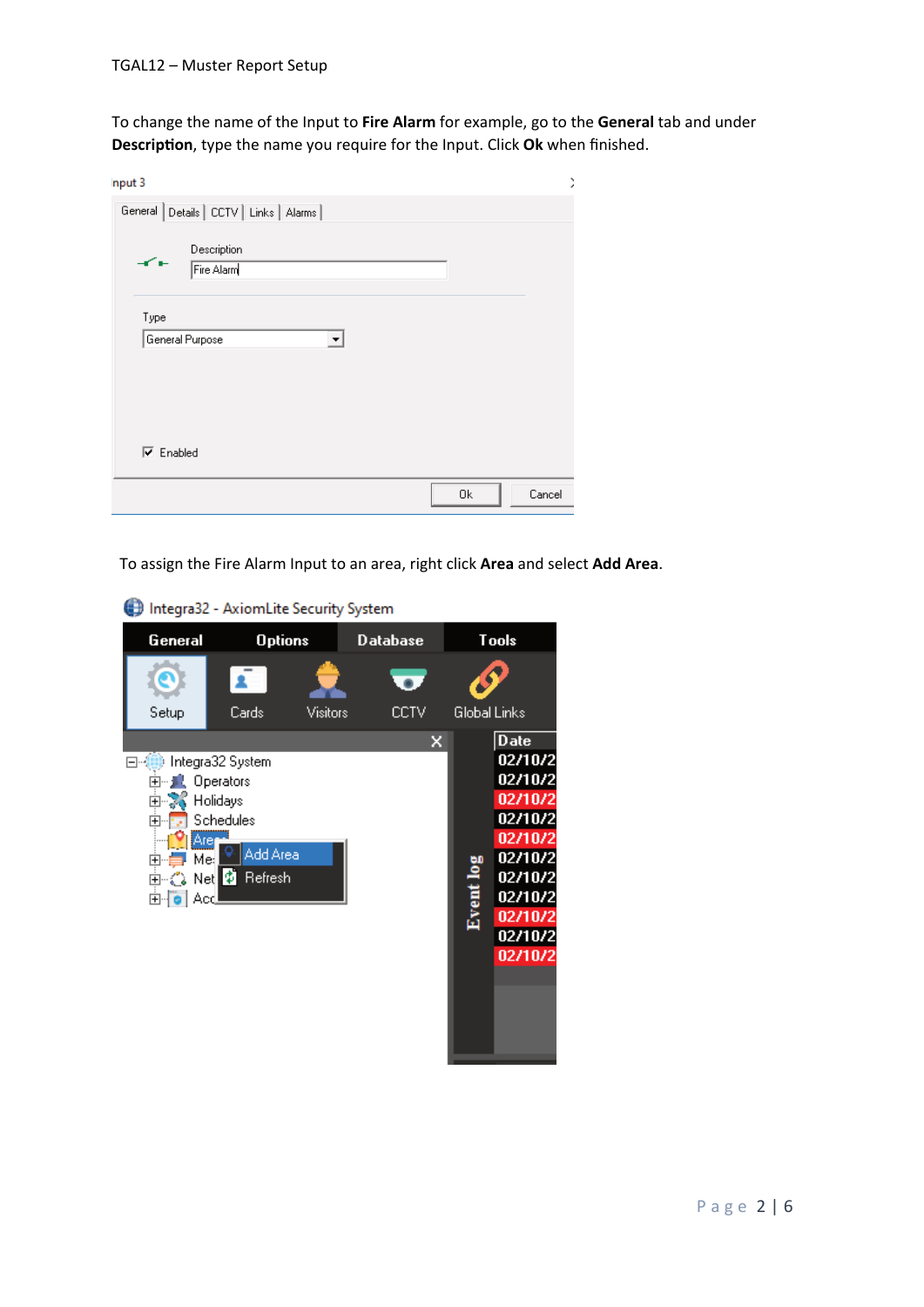To change the name of the Input to **Fire Alarm** for example, go to the **General** tab and under **Description**, type the name you require for the Input. Click **Ok** when finished.

To assign the Fire Alarm Input to an area, right click **Area** and select **Add Area**.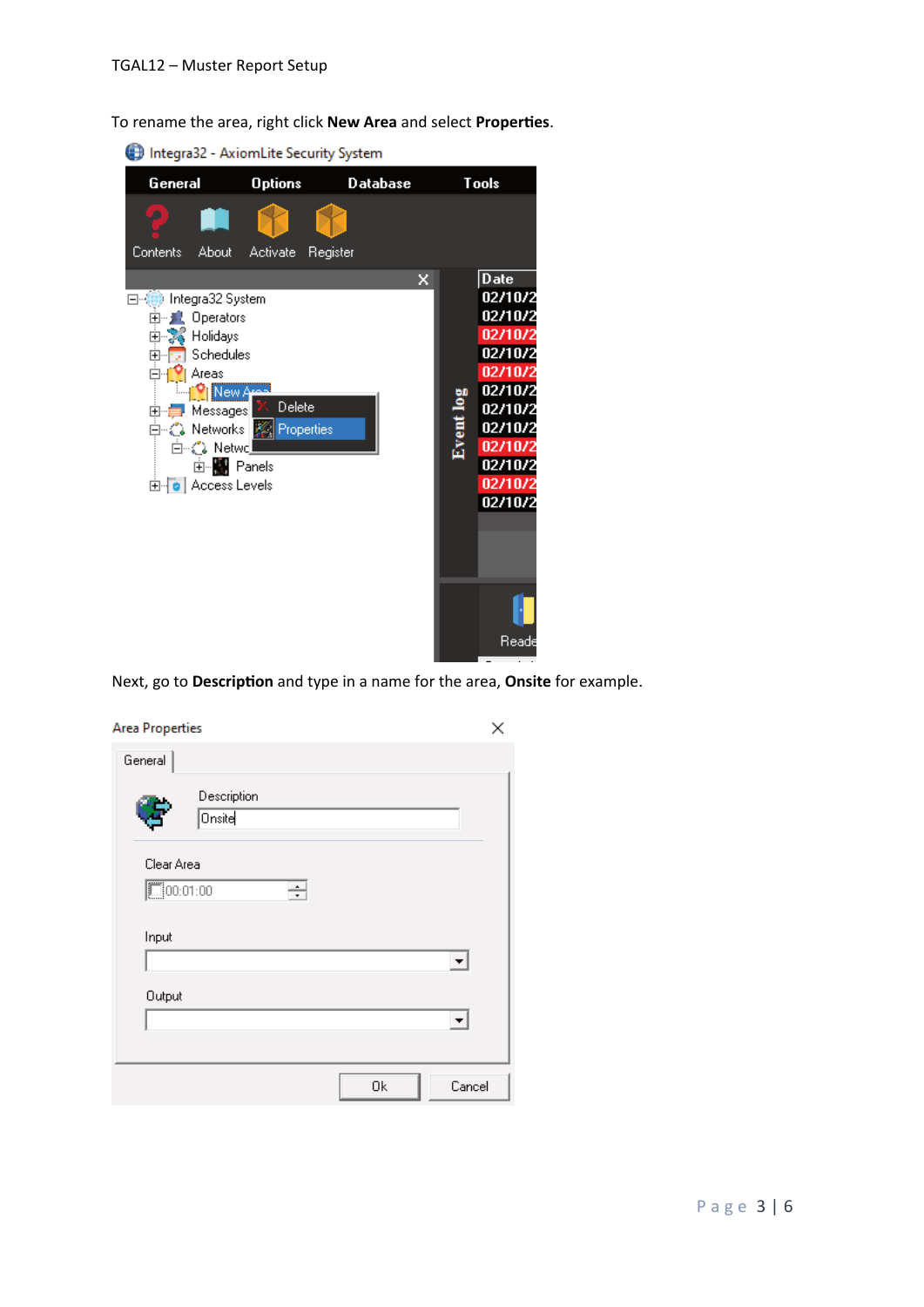To rename the area, right click **New Area** and select **Properties**.

Next, go to **Description** and type in a name for the area, **Onsite** for example.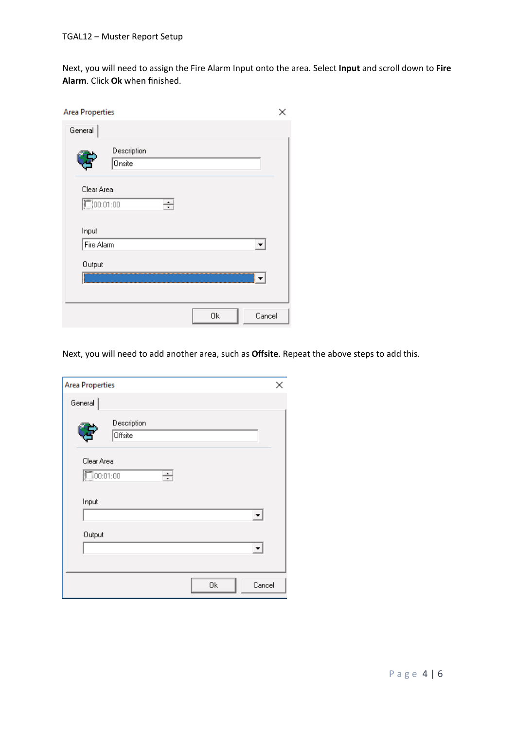Next, you will need to assign the Fire Alarm Input onto the area. Select **Input** and scroll down to **Fire Alarm**. Click **Ok** when finished.

Next, you will need to add another area, such as **Offsite**. Repeat the above steps to add this.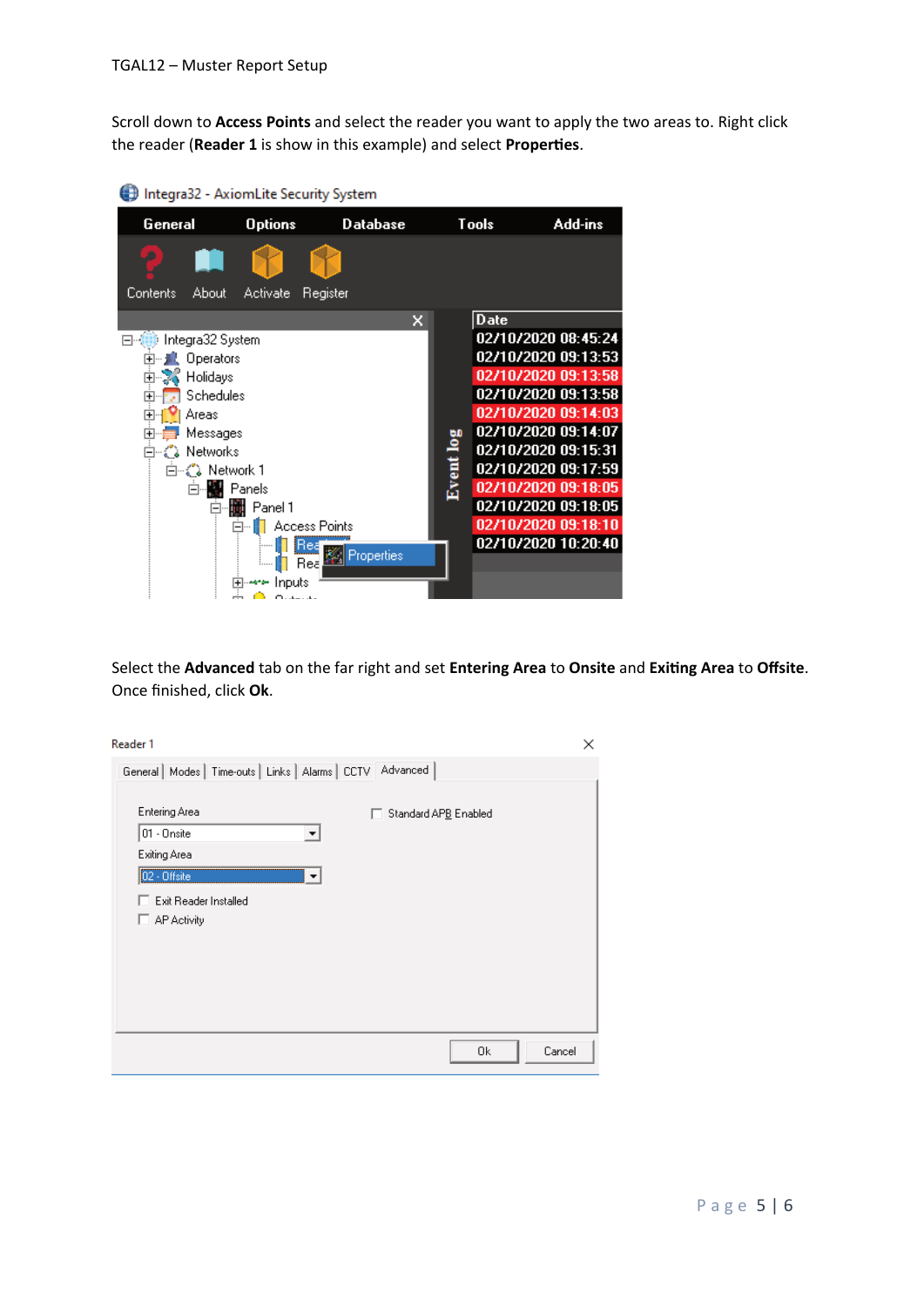Scroll down to **Access Points** and select the reader you want to apply the two areas to. Right click the reader (**Reader 1** is show in this example) and select **Properties**.

Select the **Advanced** tab on the far right and set **Entering Area** to **Onsite** and **Exiting Area** to **Offsite**. Once finished, click **Ok**.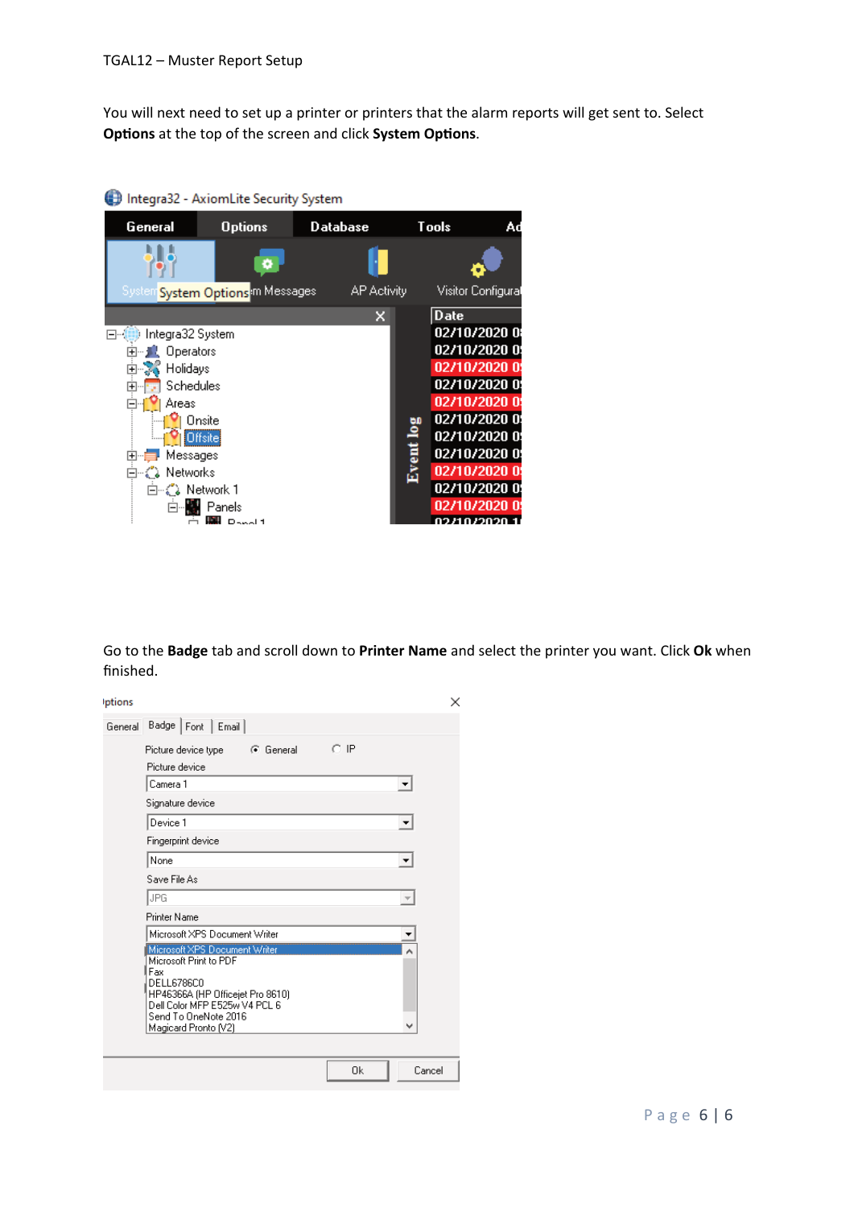You will next need to set up a printer or printers that the alarm reports will get sent to. Select **Options** at the top of the screen and click **System Options**.

Go to the **Badge** tab and scroll down to **Printer Name** and select the printer you want. Click **Ok** when finished.